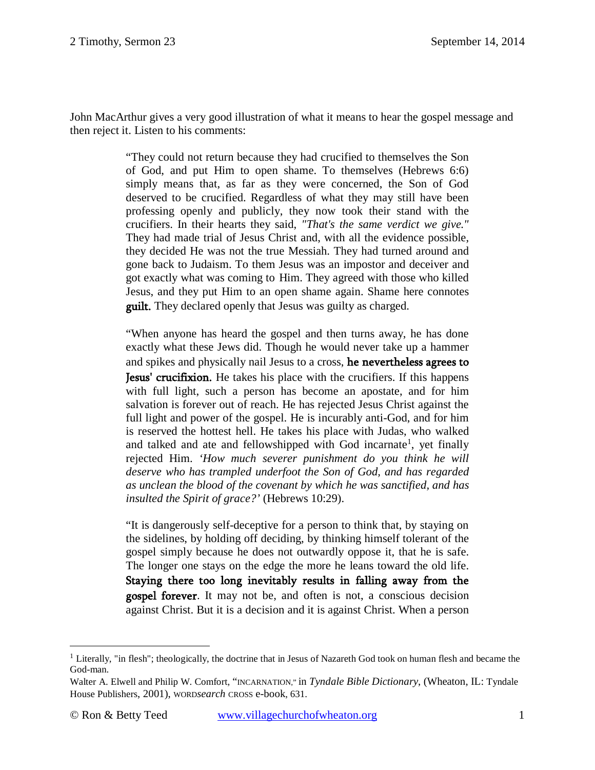John MacArthur gives a very good illustration of what it means to hear the gospel message and then reject it. Listen to his comments:

> "They could not return because they had crucified to themselves the Son of God, and put Him to open shame. To themselves (Hebrews 6:6) simply means that, as far as they were concerned, the Son of God deserved to be crucified. Regardless of what they may still have been professing openly and publicly, they now took their stand with the crucifiers. In their hearts they said, *"That's the same verdict we give."* They had made trial of Jesus Christ and, with all the evidence possible, they decided He was not the true Messiah. They had turned around and gone back to Judaism. To them Jesus was an impostor and deceiver and got exactly what was coming to Him. They agreed with those who killed Jesus, and they put Him to an open shame again. Shame here connotes **guilt.** They declared openly that Jesus was guilty as charged.
>
> "When anyone has heard the gospel and then turns away, he has done exactly what these Jews did. Though he would never take up a hammer and spikes and physically nail Jesus to a cross, **he nevertheless agrees to Jesus' crucifixion.** He takes his place with the crucifiers. If this happens with full light, such a person has become an apostate, and for him salvation is forever out of reach. He has rejected Jesus Christ against the full light and power of the gospel. He is incurably anti-God, and for him is reserved the hottest hell. He takes his place with Judas, who walked and talked and ate and fellowshipped with God incarnate[1], yet finally rejected Him. *'How much severer punishment do you think he will deserve who has trampled underfoot the Son of God, and has regarded as unclean the blood of the covenant by which he was sanctified, and has insulted the Spirit of grace?'* (Hebrews 10:29).
>
> "It is dangerously self-deceptive for a person to think that, by staying on the sidelines, by holding off deciding, by thinking himself tolerant of the gospel simply because he does not outwardly oppose it, that he is safe. The longer one stays on the edge the more he leans toward the old life. **Staying there too long inevitably results in falling away from the gospel forever**. It may not be, and often is not, a conscious decision against Christ. But it is a decision and it is against Christ. When a person

---

[1] Literally, "in flesh"; theologically, the doctrine that in Jesus of Nazareth God took on human flesh and became the God-man.

Walter A. Elwell and Philip W. Comfort, "INCARNATION," in *Tyndale Bible Dictionary*, (Wheaton, IL: Tyndale House Publishers, 2001), WORD*search* CROSS e-book, 631.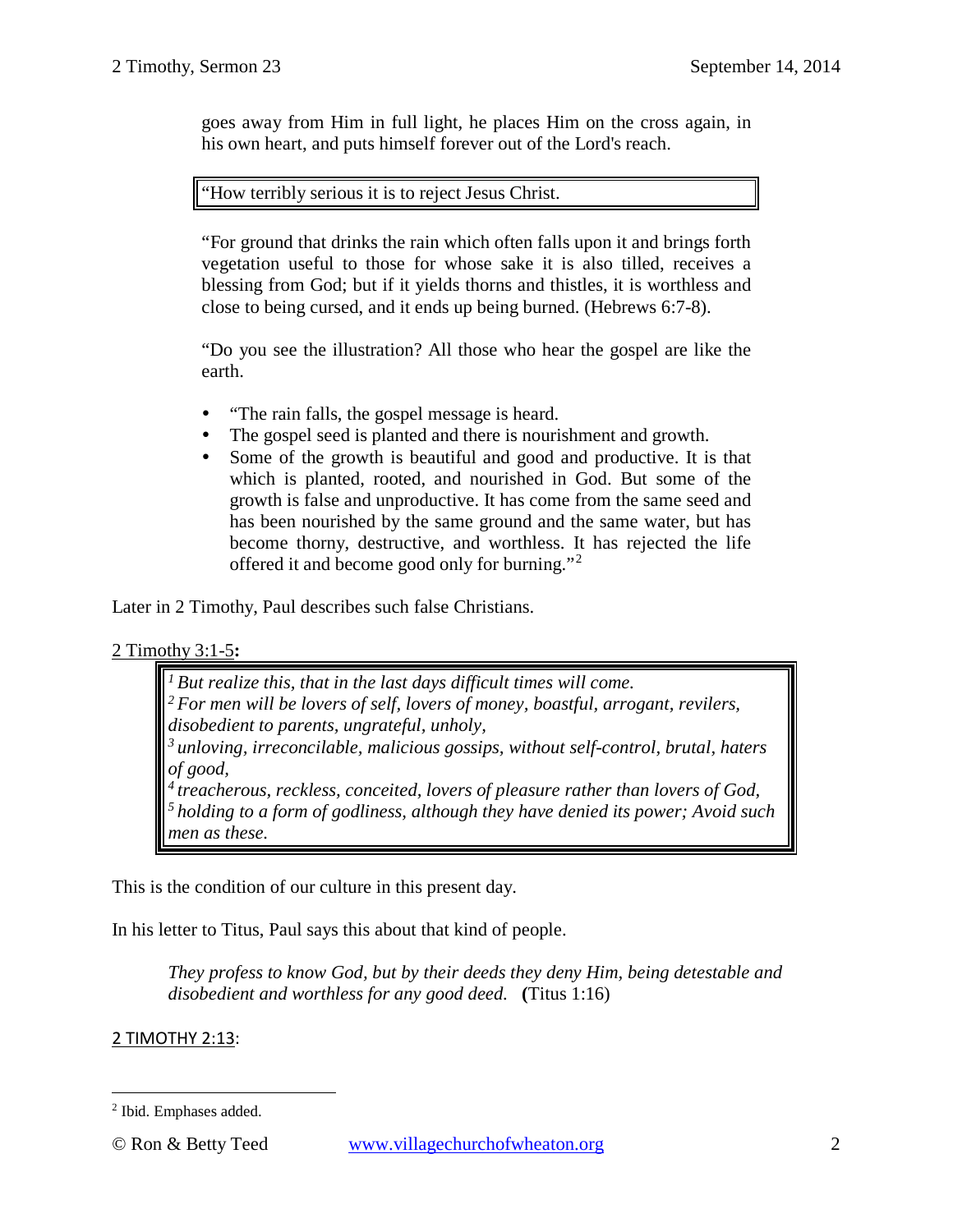goes away from Him in full light, he places Him on the cross again, in his own heart, and puts himself forever out of the Lord's reach.

> "How terribly serious it is to reject Jesus Christ.

"For ground that drinks the rain which often falls upon it and brings forth vegetation useful to those for whose sake it is also tilled, receives a blessing from God; but if it yields thorns and thistles, it is worthless and close to being cursed, and it ends up being burned. (Hebrews 6:7-8).

"Do you see the illustration? All those who hear the gospel are like the earth.

- "The rain falls, the gospel message is heard.
- The gospel seed is planted and there is nourishment and growth.
- Some of the growth is beautiful and good and productive. It is that which is planted, rooted, and nourished in God. But some of the growth is false and unproductive. It has come from the same seed and has been nourished by the same ground and the same water, but has become thorny, destructive, and worthless. It has rejected the life offered it and become good only for burning."[2]

Later in 2 Timothy, Paul describes such false Christians.

2 Timothy 3:1-5**:**

> [1] *But realize this, that in the last days difficult times will come.*
> [2] *For men will be lovers of self, lovers of money, boastful, arrogant, revilers, disobedient to parents, ungrateful, unholy,*
> [3] *unloving, irreconcilable, malicious gossips, without self-control, brutal, haters of good,*
> [4] *treacherous, reckless, conceited, lovers of pleasure rather than lovers of God,*
> [5] *holding to a form of godliness, although they have denied its power; Avoid such men as these.*

This is the condition of our culture in this present day.

In his letter to Titus, Paul says this about that kind of people.

> *They profess to know God, but by their deeds they deny Him, being detestable and disobedient and worthless for any good deed.* **(**Titus 1:16)

2 TIMOTHY 2:13:

---

[2] Ibid. Emphases added.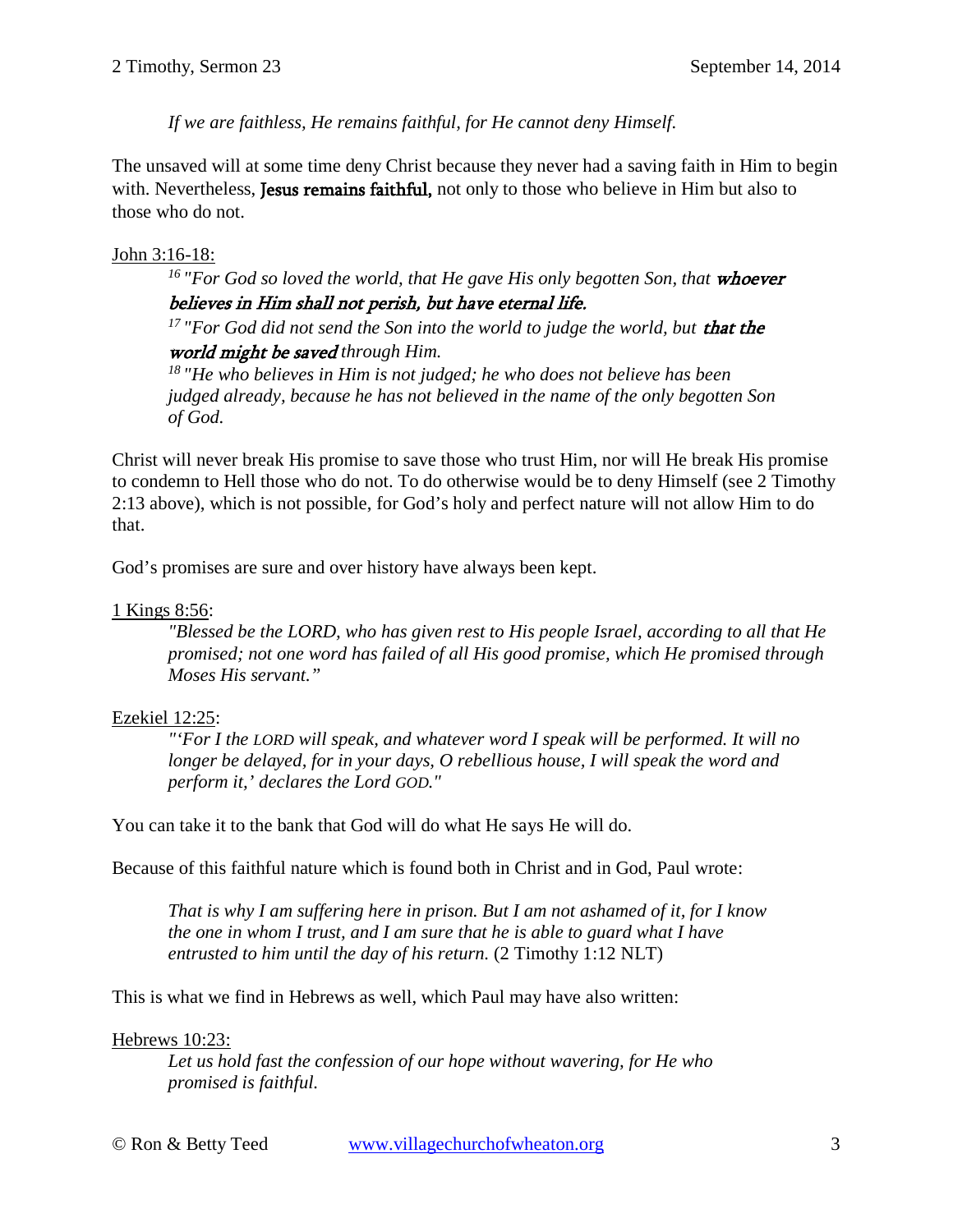*If we are faithless, He remains faithful, for He cannot deny Himself.*

The unsaved will at some time deny Christ because they never had a saving faith in Him to begin with. Nevertheless, **Jesus remains faithful,** not only to those who believe in Him but also to those who do not.

John 3:16-18:

> [16] *"For God so loved the world, that He gave His only begotten Son, that* ***whoever believes in Him shall not perish, but have eternal life.***
> [17] *"For God did not send the Son into the world to judge the world, but* ***that the world might be saved*** *through Him.*
> [18] *"He who believes in Him is not judged; he who does not believe has been judged already, because he has not believed in the name of the only begotten Son of God.*

Christ will never break His promise to save those who trust Him, nor will He break His promise to condemn to Hell those who do not. To do otherwise would be to deny Himself (see 2 Timothy 2:13 above), which is not possible, for God's holy and perfect nature will not allow Him to do that.

God's promises are sure and over history have always been kept.

1 Kings 8:56:

> *"Blessed be the LORD, who has given rest to His people Israel, according to all that He promised; not one word has failed of all His good promise, which He promised through Moses His servant."*

Ezekiel 12:25:

> *"'For I the LORD will speak, and whatever word I speak will be performed. It will no longer be delayed, for in your days, O rebellious house, I will speak the word and perform it,' declares the Lord GOD."*

You can take it to the bank that God will do what He says He will do.

Because of this faithful nature which is found both in Christ and in God, Paul wrote:

> *That is why I am suffering here in prison. But I am not ashamed of it, for I know the one in whom I trust, and I am sure that he is able to guard what I have entrusted to him until the day of his return.* (2 Timothy 1:12 NLT)

This is what we find in Hebrews as well, which Paul may have also written:

Hebrews 10:23:

> *Let us hold fast the confession of our hope without wavering, for He who promised is faithful.*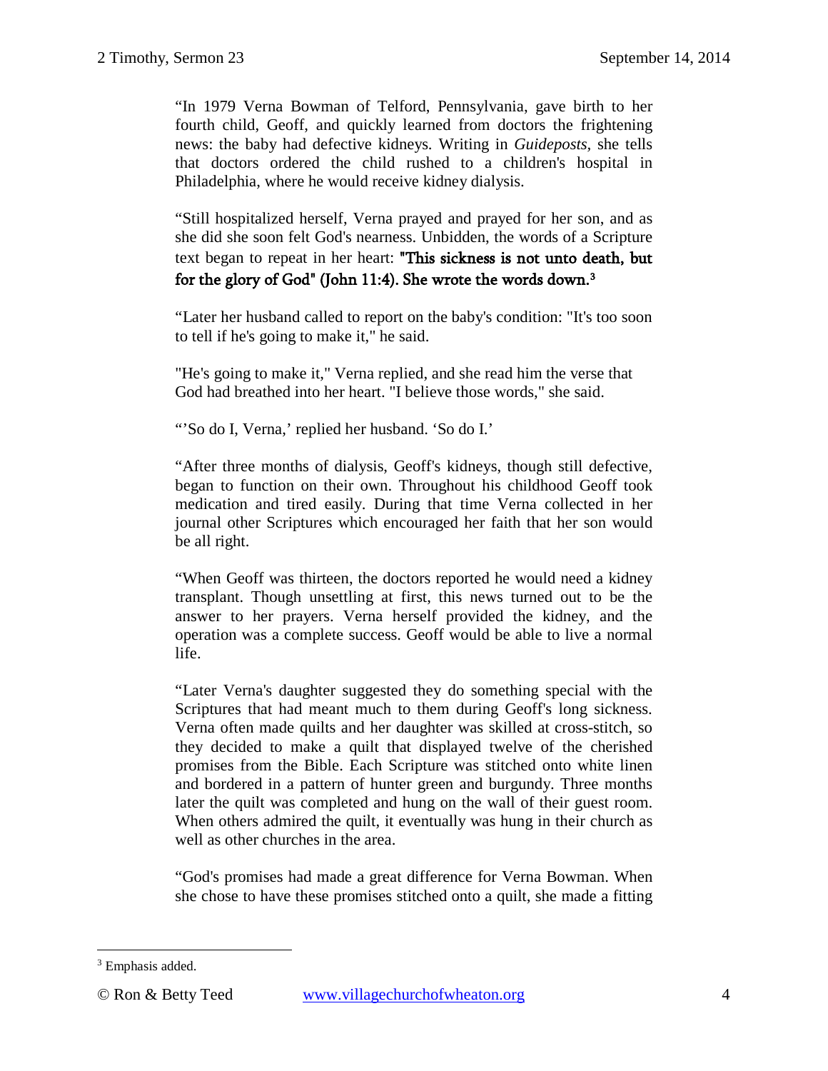"In 1979 Verna Bowman of Telford, Pennsylvania, gave birth to her fourth child, Geoff, and quickly learned from doctors the frightening news: the baby had defective kidneys. Writing in *Guideposts*, she tells that doctors ordered the child rushed to a children's hospital in Philadelphia, where he would receive kidney dialysis.

"Still hospitalized herself, Verna prayed and prayed for her son, and as she did she soon felt God's nearness. Unbidden, the words of a Scripture text began to repeat in her heart: **"This sickness is not unto death, but for the glory of God" (John 11:4). She wrote the words down.**[3]

"Later her husband called to report on the baby's condition: "It's too soon to tell if he's going to make it," he said.

"He's going to make it," Verna replied, and she read him the verse that God had breathed into her heart. "I believe those words," she said.

"'So do I, Verna,' replied her husband. 'So do I.'

"After three months of dialysis, Geoff's kidneys, though still defective, began to function on their own. Throughout his childhood Geoff took medication and tired easily. During that time Verna collected in her journal other Scriptures which encouraged her faith that her son would be all right.

"When Geoff was thirteen, the doctors reported he would need a kidney transplant. Though unsettling at first, this news turned out to be the answer to her prayers. Verna herself provided the kidney, and the operation was a complete success. Geoff would be able to live a normal life.

"Later Verna's daughter suggested they do something special with the Scriptures that had meant much to them during Geoff's long sickness. Verna often made quilts and her daughter was skilled at cross-stitch, so they decided to make a quilt that displayed twelve of the cherished promises from the Bible. Each Scripture was stitched onto white linen and bordered in a pattern of hunter green and burgundy. Three months later the quilt was completed and hung on the wall of their guest room. When others admired the quilt, it eventually was hung in their church as well as other churches in the area.

"God's promises had made a great difference for Verna Bowman. When she chose to have these promises stitched onto a quilt, she made a fitting

[3] Emphasis added.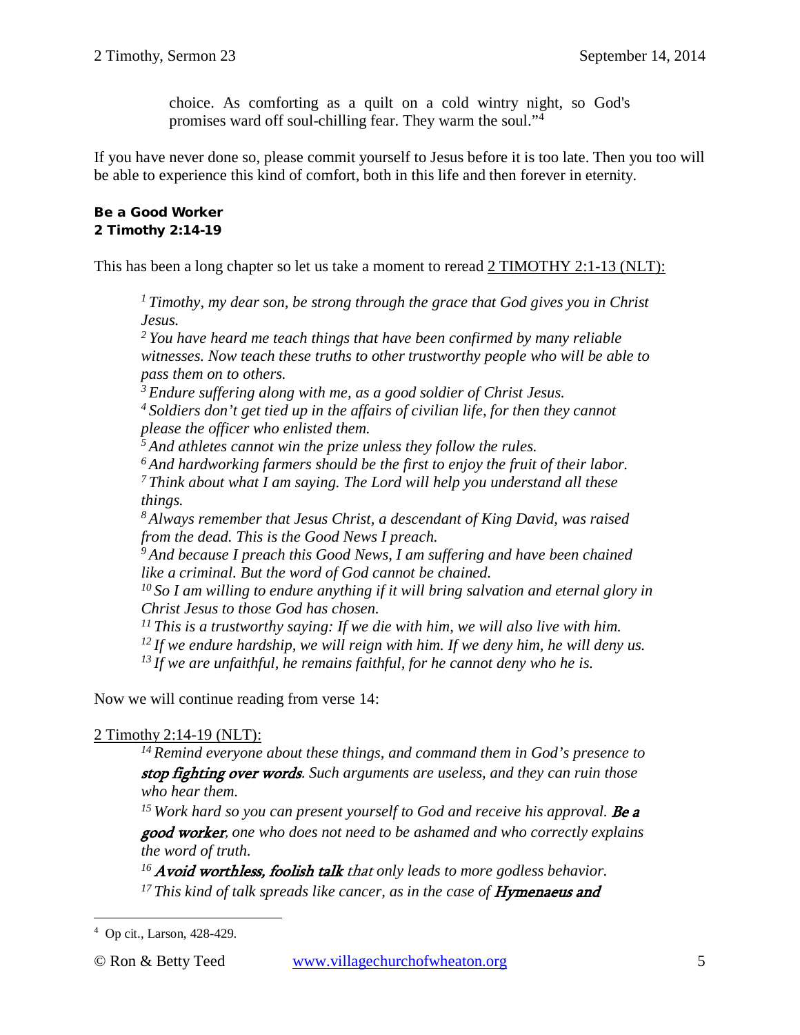> choice. As comforting as a quilt on a cold wintry night, so God's promises ward off soul-chilling fear. They warm the soul."[4]

If you have never done so, please commit yourself to Jesus before it is too late. Then you too will be able to experience this kind of comfort, both in this life and then forever in eternity.

**Be a Good Worker**
**2 Timothy 2:14-19**

This has been a long chapter so let us take a moment to reread 2 TIMOTHY 2:1-13 (NLT):

> [1] *Timothy, my dear son, be strong through the grace that God gives you in Christ Jesus.*
> [2] *You have heard me teach things that have been confirmed by many reliable witnesses. Now teach these truths to other trustworthy people who will be able to pass them on to others.*
> [3] *Endure suffering along with me, as a good soldier of Christ Jesus.*
> [4] *Soldiers don't get tied up in the affairs of civilian life, for then they cannot please the officer who enlisted them.*
> [5] *And athletes cannot win the prize unless they follow the rules.*
> [6] *And hardworking farmers should be the first to enjoy the fruit of their labor.*
> [7] *Think about what I am saying. The Lord will help you understand all these things.*
> [8] *Always remember that Jesus Christ, a descendant of King David, was raised from the dead. This is the Good News I preach.*
> [9] *And because I preach this Good News, I am suffering and have been chained like a criminal. But the word of God cannot be chained.*
> [10] *So I am willing to endure anything if it will bring salvation and eternal glory in Christ Jesus to those God has chosen.*
> [11] *This is a trustworthy saying: If we die with him, we will also live with him.*
> [12] *If we endure hardship, we will reign with him. If we deny him, he will deny us.*
> [13] *If we are unfaithful, he remains faithful, for he cannot deny who he is.*

Now we will continue reading from verse 14:

2 Timothy 2:14-19 (NLT):

> [14] *Remind everyone about these things, and command them in God's presence to* ***stop fighting over words****. Such arguments are useless, and they can ruin those who hear them.*
> [15] *Work hard so you can present yourself to God and receive his approval.* ***Be a good worker****, one who does not need to be ashamed and who correctly explains the word of truth.*
> [16] ***Avoid worthless, foolish talk*** *that only leads to more godless behavior.*
> [17] *This kind of talk spreads like cancer, as in the case of* ***Hymenaeus and***

---

[4] Op cit., Larson, 428-429.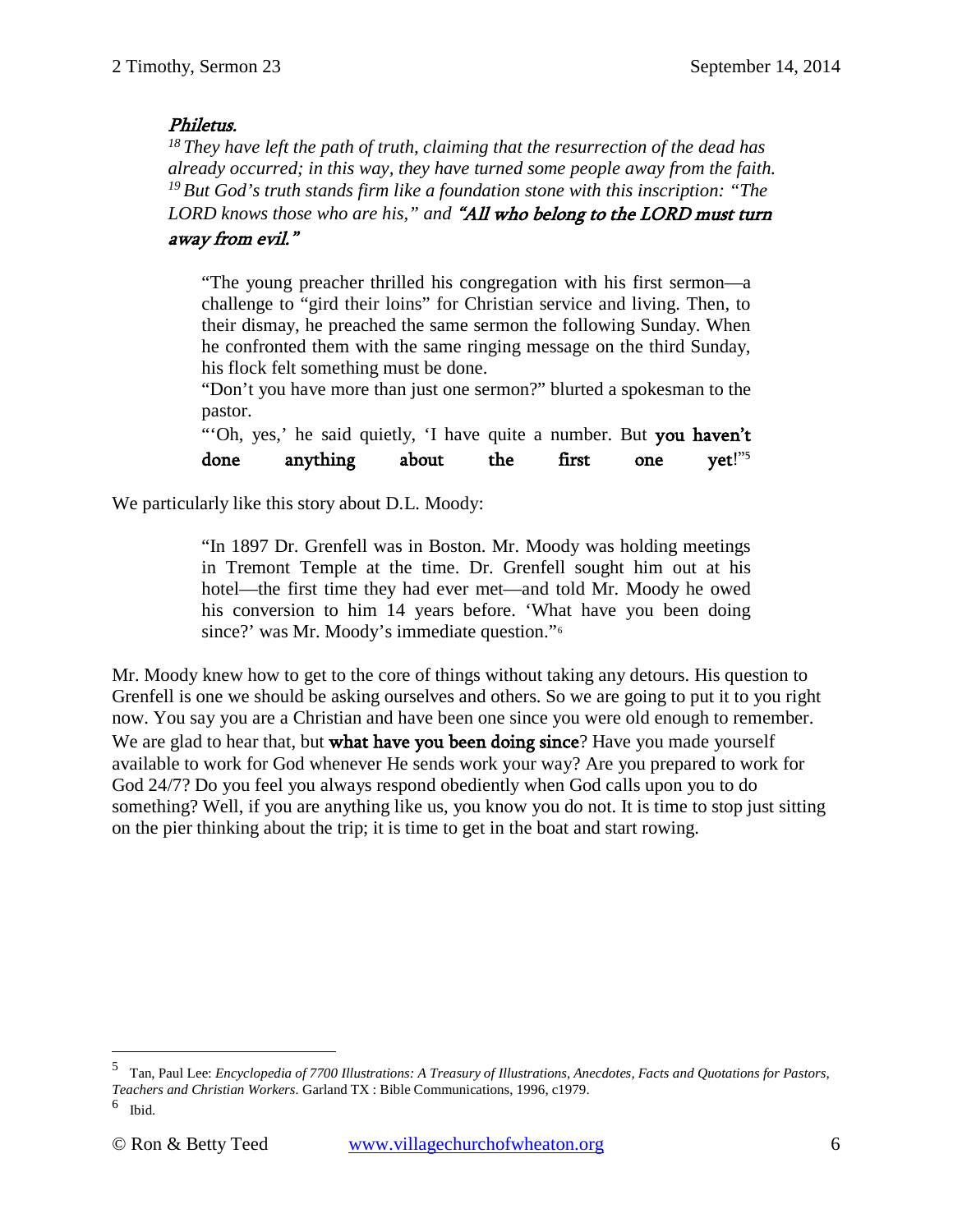*Philetus.*

*[18] They have left the path of truth, claiming that the resurrection of the dead has already occurred; in this way, they have turned some people away from the faith. [19] But God's truth stands firm like a foundation stone with this inscription: "The LORD knows those who are his," and* ***"All who belong to the LORD must turn away from evil."***

> "The young preacher thrilled his congregation with his first sermon—a challenge to "gird their loins" for Christian service and living. Then, to their dismay, he preached the same sermon the following Sunday. When he confronted them with the same ringing message on the third Sunday, his flock felt something must be done.
>
> "Don't you have more than just one sermon?" blurted a spokesman to the pastor.
>
> "'Oh, yes,' he said quietly, 'I have quite a number. But **you haven't done anything about the first one yet**!"[5]

We particularly like this story about D.L. Moody:

> "In 1897 Dr. Grenfell was in Boston. Mr. Moody was holding meetings in Tremont Temple at the time. Dr. Grenfell sought him out at his hotel—the first time they had ever met—and told Mr. Moody he owed his conversion to him 14 years before. 'What have you been doing since?' was Mr. Moody's immediate question."[6]

Mr. Moody knew how to get to the core of things without taking any detours. His question to Grenfell is one we should be asking ourselves and others. So we are going to put it to you right now. You say you are a Christian and have been one since you were old enough to remember. We are glad to hear that, but **what have you been doing since**? Have you made yourself available to work for God whenever He sends work your way? Are you prepared to work for God 24/7? Do you feel you always respond obediently when God calls upon you to do something? Well, if you are anything like us, you know you do not. It is time to stop just sitting on the pier thinking about the trip; it is time to get in the boat and start rowing.

---

[5] Tan, Paul Lee: *Encyclopedia of 7700 Illustrations: A Treasury of Illustrations, Anecdotes, Facts and Quotations for Pastors, Teachers and Christian Workers.* Garland TX : Bible Communications, 1996, c1979.

[6] Ibid.